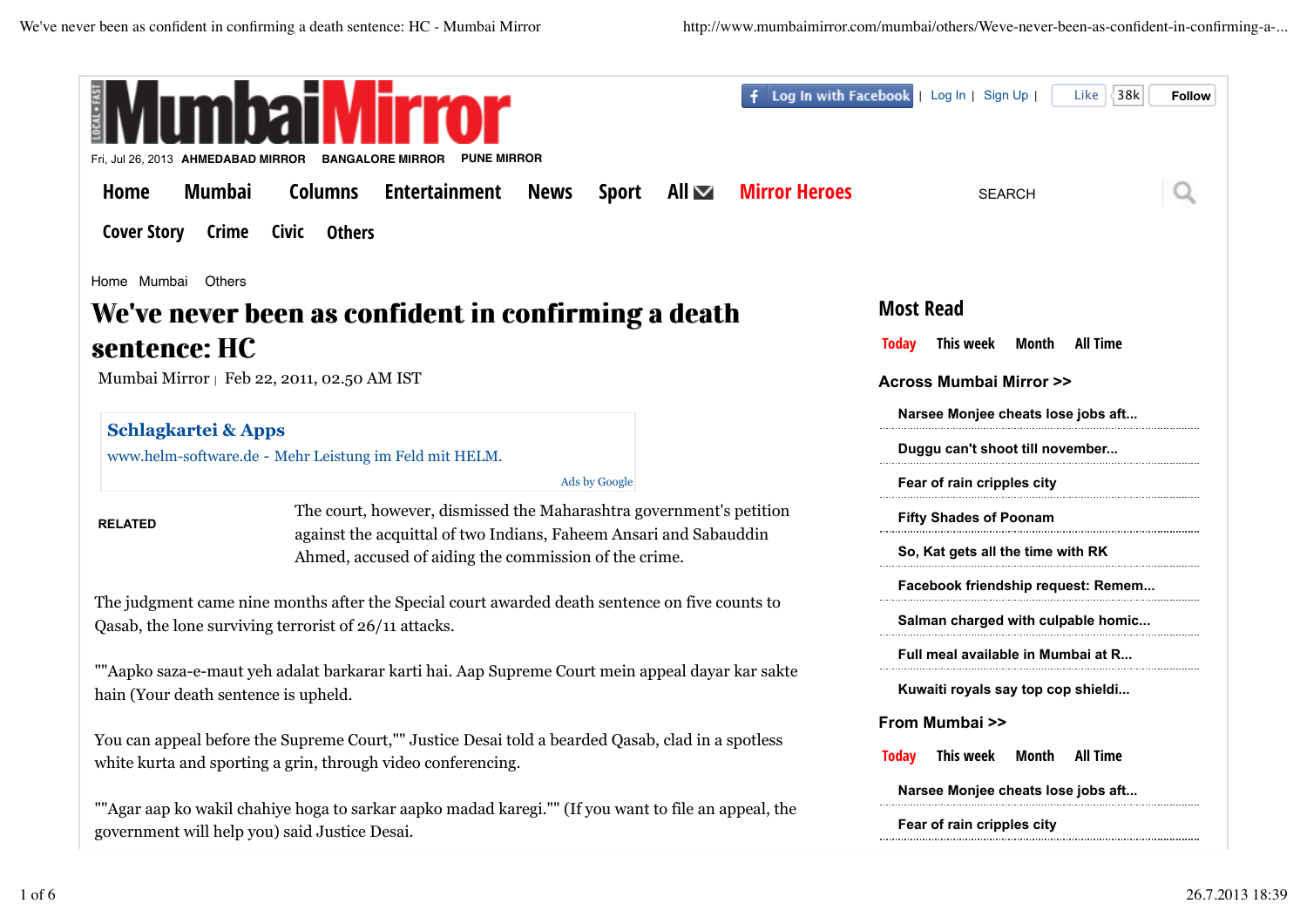Home Mumbai Others

# We've never been as confident in confirming a death sentence: HC

Mumbai Mirror | Feb 22, 2011, 02.50 AM IST

**Schlagkartei & Apps**
www.helm-software.de - Mehr Leistung im Feld mit HELM.
Ads by Google

**RELATED**

The court, however, dismissed the Maharashtra government's petition against the acquittal of two Indians, Faheem Ansari and Sabauddin Ahmed, accused of aiding the commission of the crime.

The judgment came nine months after the Special court awarded death sentence on five counts to Qasab, the lone surviving terrorist of 26/11 attacks.

""Aapko saza-e-maut yeh adalat barkarar karti hai. Aap Supreme Court mein appeal dayar kar sakte hain (Your death sentence is upheld.

You can appeal before the Supreme Court,"" Justice Desai told a bearded Qasab, clad in a spotless white kurta and sporting a grin, through video conferencing.

""Agar aap ko wakil chahiye hoga to sarkar aapko madad karegi."" (If you want to file an appeal, the government will help you) said Justice Desai.

## Most Read

Today This week Month All Time

### Across Mumbai Mirror >>

- Narsee Monjee cheats lose jobs aft...
- Duggu can't shoot till november...
- Fear of rain cripples city
- Fifty Shades of Poonam
- So, Kat gets all the time with RK
- Facebook friendship request: Remem...
- Salman charged with culpable homic...
- Full meal available in Mumbai at R...
- Kuwaiti royals say top cop shieldi...

### From Mumbai >>

Today This week Month All Time

- Narsee Monjee cheats lose jobs aft...
- Fear of rain cripples city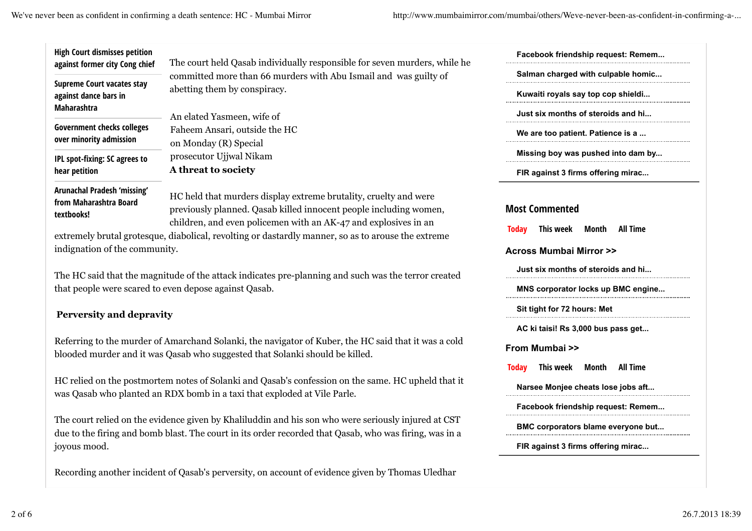The court held Qasab individually responsible for seven murders, while he committed more than 66 murders with Abu Ismail and was guilty of abetting them by conspiracy.

An elated Yasmeen, wife of Faheem Ansari, outside the HC on Monday (R) Special prosecutor Ujjwal Nikam

**A threat to society**

HC held that murders display extreme brutality, cruelty and were previously planned. Qasab killed innocent people including women, children, and even policemen with an AK-47 and explosives in an extremely brutal grotesque, diabolical, revolting or dastardly manner, so as to arouse the extreme indignation of the community.

The HC said that the magnitude of the attack indicates pre-planning and such was the terror created that people were scared to even depose against Qasab.

**Perversity and depravity**

Referring to the murder of Amarchand Solanki, the navigator of Kuber, the HC said that it was a cold blooded murder and it was Qasab who suggested that Solanki should be killed.

HC relied on the postmortem notes of Solanki and Qasab's confession on the same. HC upheld that it was Qasab who planted an RDX bomb in a taxi that exploded at Vile Parle.

The court relied on the evidence given by Khaliluddin and his son who were seriously injured at CST due to the firing and bomb blast. The court in its order recorded that Qasab, who was firing, was in a joyous mood.

Recording another incident of Qasab's perversity, on account of evidence given by Thomas Uledhar

- High Court dismisses petition against former city Cong chief
- Supreme Court vacates stay against dance bars in Maharashtra
- Government checks colleges over minority admission
- IPL spot-fixing: SC agrees to hear petition
- Arunachal Pradesh 'missing' from Maharashtra Board textbooks!

- Facebook friendship request: Remem...
- Salman charged with culpable homic...
- Kuwaiti royals say top cop shieldi...
- Just six months of steroids and hi...
- We are too patient. Patience is a ...
- Missing boy was pushed into dam by...
- FIR against 3 firms offering mirac...

## Most Commented

Today | This week | Month | All Time

**Across Mumbai Mirror >>**

- Just six months of steroids and hi...
- MNS corporator locks up BMC engine...
- Sit tight for 72 hours: Met
- AC ki taisi! Rs 3,000 bus pass get...

**From Mumbai >>**

Today | This week | Month | All Time

- Narsee Monjee cheats lose jobs aft...
- Facebook friendship request: Remem...
- BMC corporators blame everyone but...
- FIR against 3 firms offering mirac...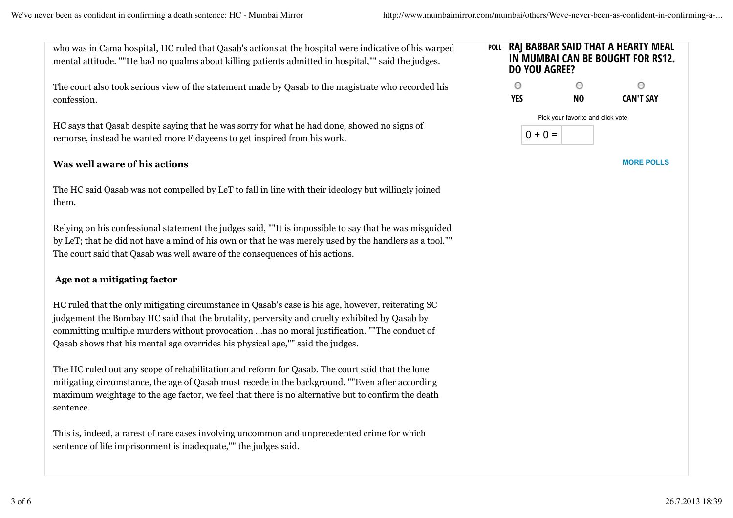who was in Cama hospital, HC ruled that Qasab's actions at the hospital were indicative of his warped mental attitude. ""He had no qualms about killing patients admitted in hospital,"" said the judges.

The court also took serious view of the statement made by Qasab to the magistrate who recorded his confession.

HC says that Qasab despite saying that he was sorry for what he had done, showed no signs of remorse, instead he wanted more Fidayeens to get inspired from his work.

**Was well aware of his actions**

The HC said Qasab was not compelled by LeT to fall in line with their ideology but willingly joined them.

Relying on his confessional statement the judges said, ""It is impossible to say that he was misguided by LeT; that he did not have a mind of his own or that he was merely used by the handlers as a tool."" The court said that Qasab was well aware of the consequences of his actions.

**Age not a mitigating factor**

HC ruled that the only mitigating circumstance in Qasab's case is his age, however, reiterating SC judgement the Bombay HC said that the brutality, perversity and cruelty exhibited by Qasab by committing multiple murders without provocation ...has no moral justification. ""The conduct of Qasab shows that his mental age overrides his physical age,"" said the judges.

The HC ruled out any scope of rehabilitation and reform for Qasab. The court said that the lone mitigating circumstance, the age of Qasab must recede in the background. ""Even after according maximum weightage to the age factor, we feel that there is no alternative but to confirm the death sentence.

This is, indeed, a rarest of rare cases involving uncommon and unprecedented crime for which sentence of life imprisonment is inadequate,"" the judges said.

POLL **RAJ BABBAR SAID THAT A HEARTY MEAL IN MUMBAI CAN BE BOUGHT FOR RS12. DO YOU AGREE?**

YES NO CAN'T SAY

Pick your favorite and click vote

0 + 0 =

MORE POLLS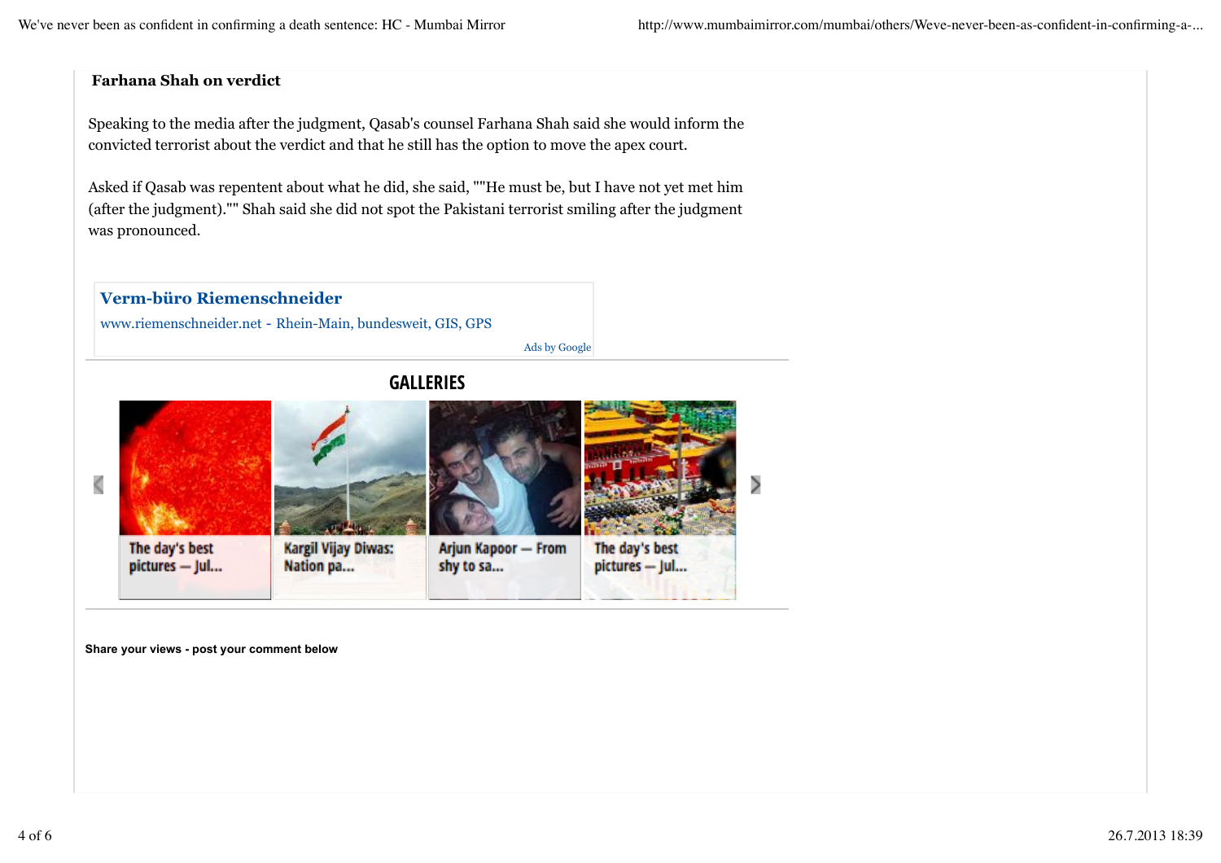**Farhana Shah on verdict**

Speaking to the media after the judgment, Qasab's counsel Farhana Shah said she would inform the convicted terrorist about the verdict and that he still has the option to move the apex court.

Asked if Qasab was repentent about what he did, she said, ""He must be, but I have not yet met him (after the judgment)."" Shah said she did not spot the Pakistani terrorist smiling after the judgment was pronounced.

**Verm-büro Riemenschneider**

www.riemenschneider.net - Rhein-Main, bundesweit, GIS, GPS

Ads by Google

## GALLERIES

The day's best pictures – Jul...

Kargil Vijay Diwas: Nation pa...

Arjun Kapoor – From shy to sa...

The day's best pictures – Jul...

**Share your views - post your comment below**